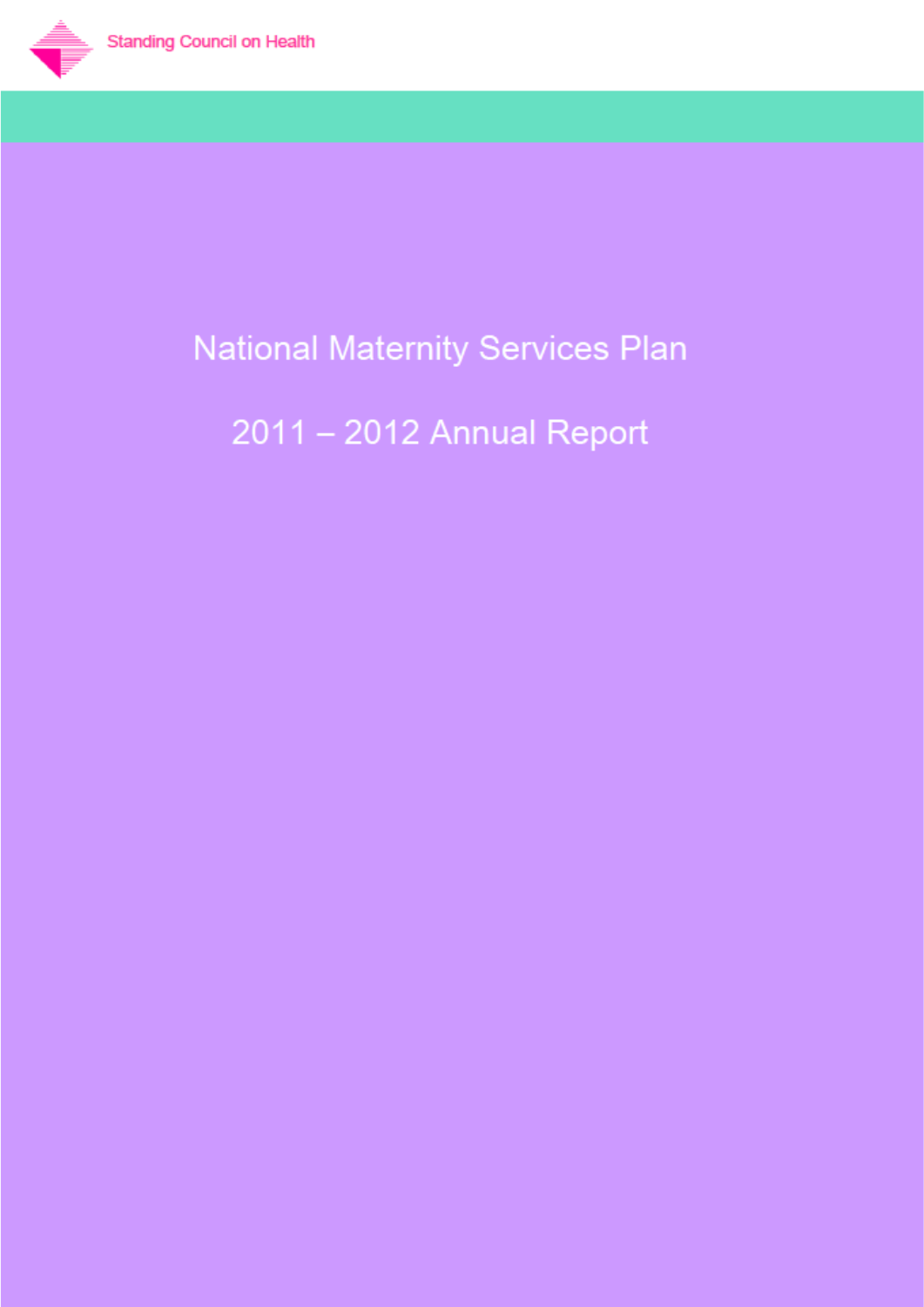Standing Council on Health

# National Maternity Services Plan

# 2011 – 2012 Annual Report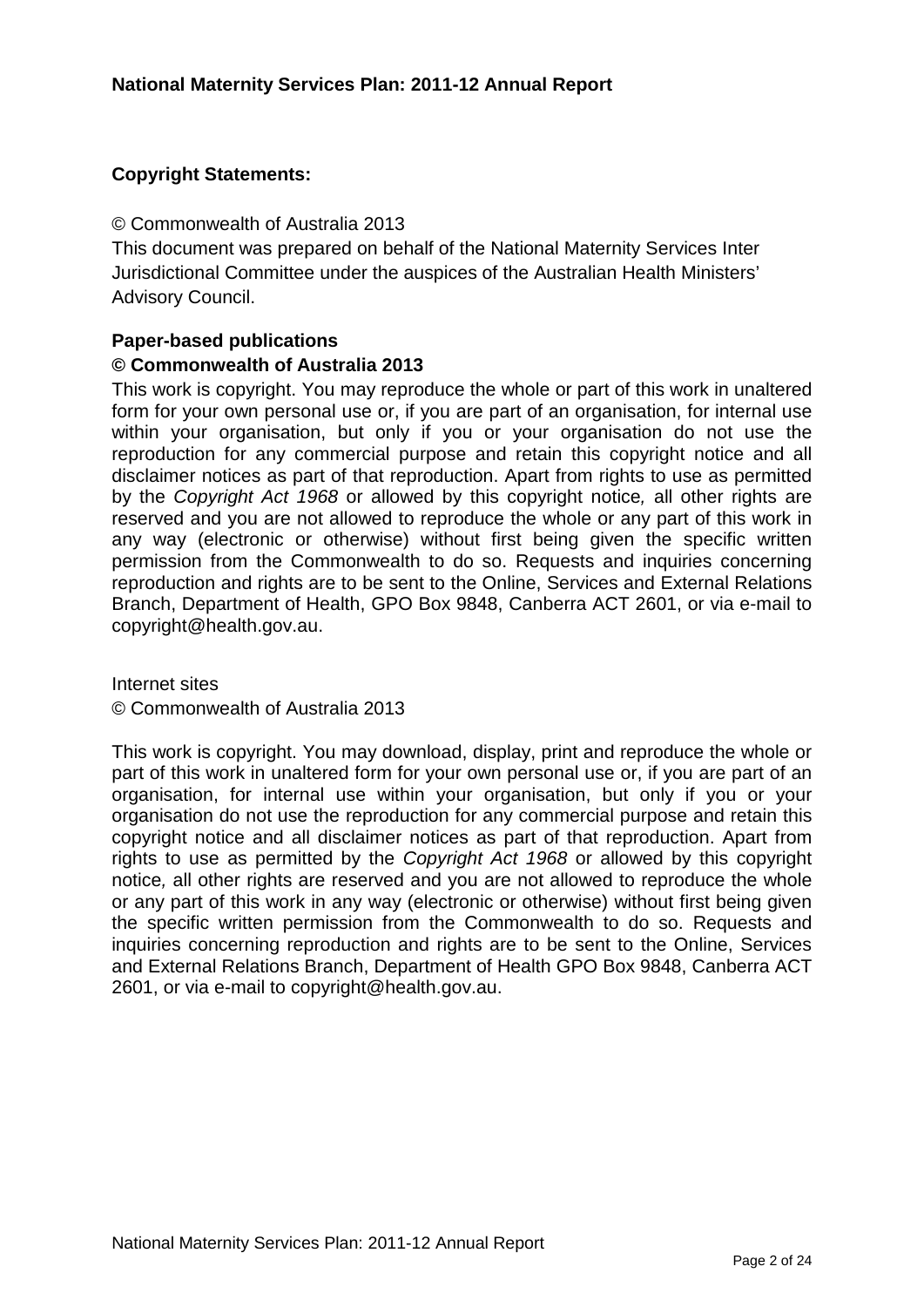**Copyright Statements:**

© Commonwealth of Australia 2013

This document was prepared on behalf of the National Maternity Services Inter Jurisdictional Committee under the auspices of the Australian Health Ministers' Advisory Council.

**Paper-based publications**

**© Commonwealth of Australia 2013**

This work is copyright. You may reproduce the whole or part of this work in unaltered form for your own personal use or, if you are part of an organisation, for internal use within your organisation, but only if you or your organisation do not use the reproduction for any commercial purpose and retain this copyright notice and all disclaimer notices as part of that reproduction. Apart from rights to use as permitted by the *Copyright Act 1968* or allowed by this copyright notice*,* all other rights are reserved and you are not allowed to reproduce the whole or any part of this work in any way (electronic or otherwise) without first being given the specific written permission from the Commonwealth to do so. Requests and inquiries concerning reproduction and rights are to be sent to the Online, Services and External Relations Branch, Department of Health, GPO Box 9848, Canberra ACT 2601, or via e-mail to copyright@health.gov.au.

Internet sites

© Commonwealth of Australia 2013

This work is copyright. You may download, display, print and reproduce the whole or part of this work in unaltered form for your own personal use or, if you are part of an organisation, for internal use within your organisation, but only if you or your organisation do not use the reproduction for any commercial purpose and retain this copyright notice and all disclaimer notices as part of that reproduction. Apart from rights to use as permitted by the *Copyright Act 1968* or allowed by this copyright notice*,* all other rights are reserved and you are not allowed to reproduce the whole or any part of this work in any way (electronic or otherwise) without first being given the specific written permission from the Commonwealth to do so. Requests and inquiries concerning reproduction and rights are to be sent to the Online, Services and External Relations Branch, Department of Health GPO Box 9848, Canberra ACT 2601, or via e-mail to copyright@health.gov.au.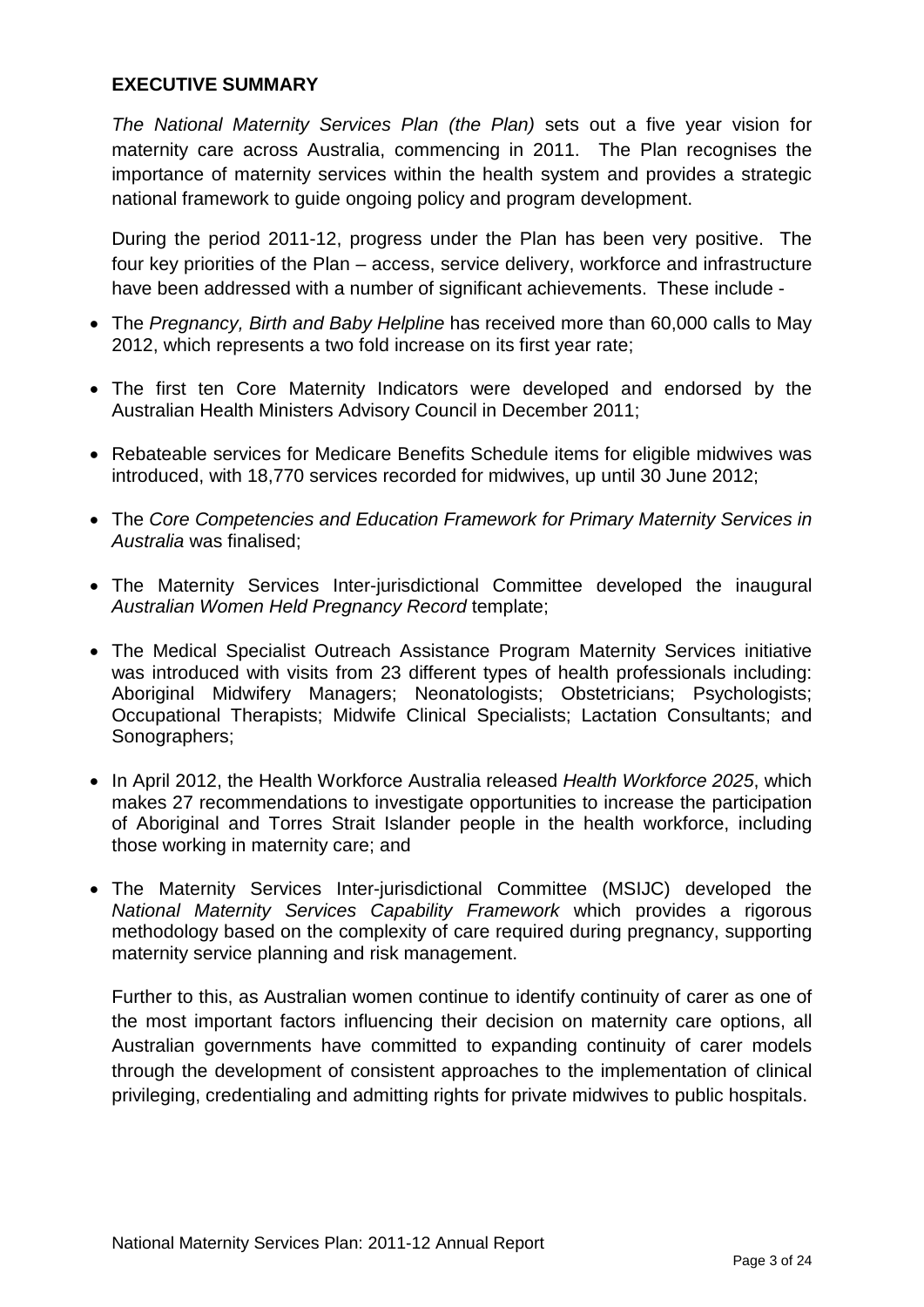## EXECUTIVE SUMMARY

*The National Maternity Services Plan (the Plan)* sets out a five year vision for maternity care across Australia, commencing in 2011. The Plan recognises the importance of maternity services within the health system and provides a strategic national framework to guide ongoing policy and program development.

During the period 2011-12, progress under the Plan has been very positive. The four key priorities of the Plan – access, service delivery, workforce and infrastructure have been addressed with a number of significant achievements. These include -

- The *Pregnancy, Birth and Baby Helpline* has received more than 60,000 calls to May 2012, which represents a two fold increase on its first year rate;
- The first ten Core Maternity Indicators were developed and endorsed by the Australian Health Ministers Advisory Council in December 2011;
- Rebateable services for Medicare Benefits Schedule items for eligible midwives was introduced, with 18,770 services recorded for midwives, up until 30 June 2012;
- The *Core Competencies and Education Framework for Primary Maternity Services in Australia* was finalised;
- The Maternity Services Inter-jurisdictional Committee developed the inaugural *Australian Women Held Pregnancy Record* template;
- The Medical Specialist Outreach Assistance Program Maternity Services initiative was introduced with visits from 23 different types of health professionals including: Aboriginal Midwifery Managers; Neonatologists; Obstetricians; Psychologists; Occupational Therapists; Midwife Clinical Specialists; Lactation Consultants; and Sonographers;
- In April 2012, the Health Workforce Australia released *Health Workforce 2025*, which makes 27 recommendations to investigate opportunities to increase the participation of Aboriginal and Torres Strait Islander people in the health workforce, including those working in maternity care; and
- The Maternity Services Inter-jurisdictional Committee (MSIJC) developed the *National Maternity Services Capability Framework* which provides a rigorous methodology based on the complexity of care required during pregnancy, supporting maternity service planning and risk management.

Further to this, as Australian women continue to identify continuity of carer as one of the most important factors influencing their decision on maternity care options, all Australian governments have committed to expanding continuity of carer models through the development of consistent approaches to the implementation of clinical privileging, credentialing and admitting rights for private midwives to public hospitals.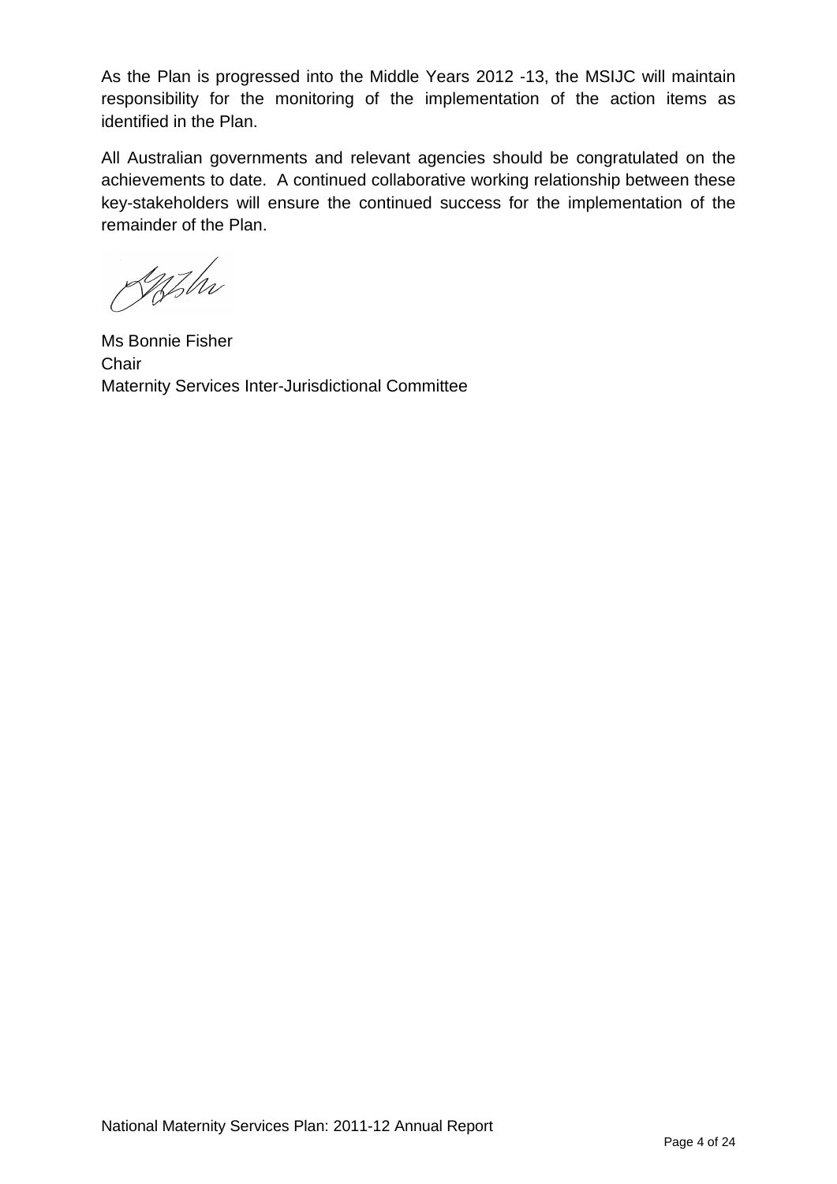As the Plan is progressed into the Middle Years 2012 -13, the MSIJC will maintain responsibility for the monitoring of the implementation of the action items as identified in the Plan.

All Australian governments and relevant agencies should be congratulated on the achievements to date. A continued collaborative working relationship between these key-stakeholders will ensure the continued success for the implementation of the remainder of the Plan.

Ms Bonnie Fisher
Chair
Maternity Services Inter-Jurisdictional Committee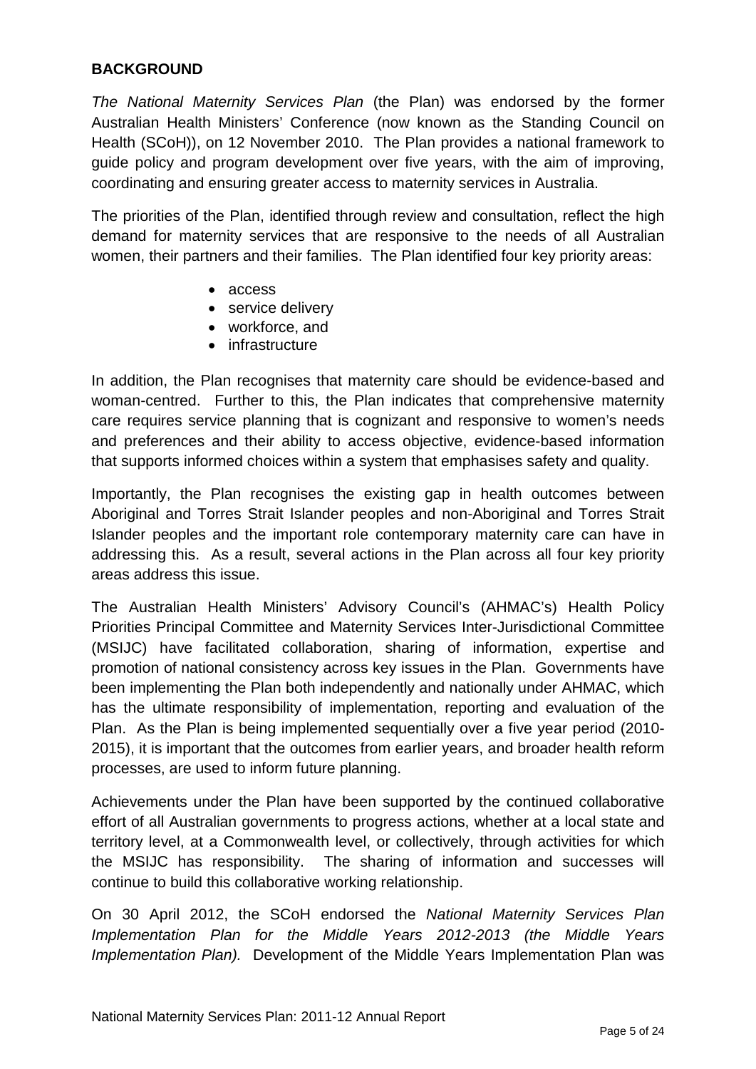## BACKGROUND

*The National Maternity Services Plan* (the Plan) was endorsed by the former Australian Health Ministers' Conference (now known as the Standing Council on Health (SCoH)), on 12 November 2010. The Plan provides a national framework to guide policy and program development over five years, with the aim of improving, coordinating and ensuring greater access to maternity services in Australia.

The priorities of the Plan, identified through review and consultation, reflect the high demand for maternity services that are responsive to the needs of all Australian women, their partners and their families. The Plan identified four key priority areas:

- access
- service delivery
- workforce, and
- infrastructure

In addition, the Plan recognises that maternity care should be evidence-based and woman-centred. Further to this, the Plan indicates that comprehensive maternity care requires service planning that is cognizant and responsive to women's needs and preferences and their ability to access objective, evidence-based information that supports informed choices within a system that emphasises safety and quality.

Importantly, the Plan recognises the existing gap in health outcomes between Aboriginal and Torres Strait Islander peoples and non-Aboriginal and Torres Strait Islander peoples and the important role contemporary maternity care can have in addressing this. As a result, several actions in the Plan across all four key priority areas address this issue.

The Australian Health Ministers' Advisory Council's (AHMAC's) Health Policy Priorities Principal Committee and Maternity Services Inter-Jurisdictional Committee (MSIJC) have facilitated collaboration, sharing of information, expertise and promotion of national consistency across key issues in the Plan. Governments have been implementing the Plan both independently and nationally under AHMAC, which has the ultimate responsibility of implementation, reporting and evaluation of the Plan. As the Plan is being implemented sequentially over a five year period (2010-2015), it is important that the outcomes from earlier years, and broader health reform processes, are used to inform future planning.

Achievements under the Plan have been supported by the continued collaborative effort of all Australian governments to progress actions, whether at a local state and territory level, at a Commonwealth level, or collectively, through activities for which the MSIJC has responsibility. The sharing of information and successes will continue to build this collaborative working relationship.

On 30 April 2012, the SCoH endorsed the *National Maternity Services Plan Implementation Plan for the Middle Years 2012-2013 (the Middle Years Implementation Plan).* Development of the Middle Years Implementation Plan was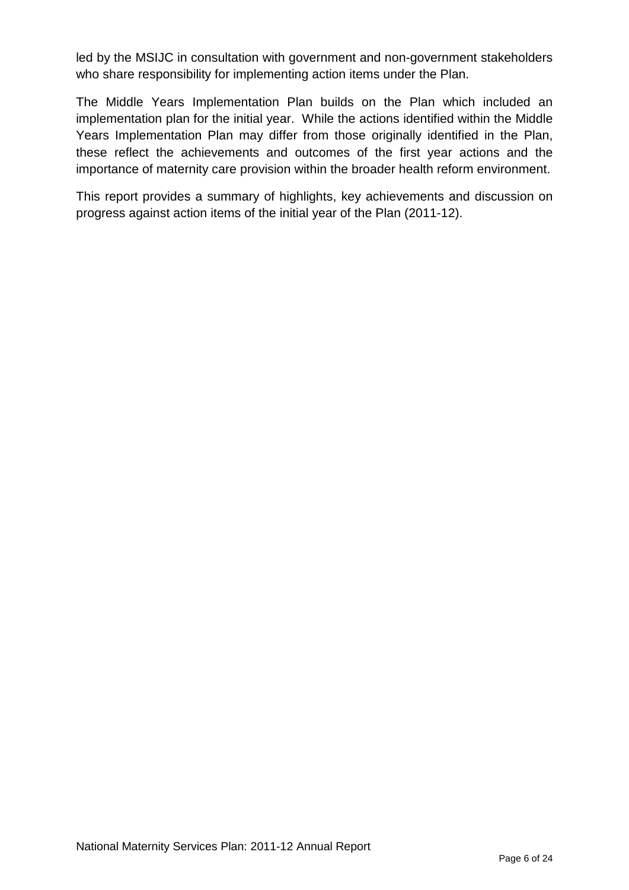led by the MSIJC in consultation with government and non-government stakeholders who share responsibility for implementing action items under the Plan.

The Middle Years Implementation Plan builds on the Plan which included an implementation plan for the initial year. While the actions identified within the Middle Years Implementation Plan may differ from those originally identified in the Plan, these reflect the achievements and outcomes of the first year actions and the importance of maternity care provision within the broader health reform environment.

This report provides a summary of highlights, key achievements and discussion on progress against action items of the initial year of the Plan (2011-12).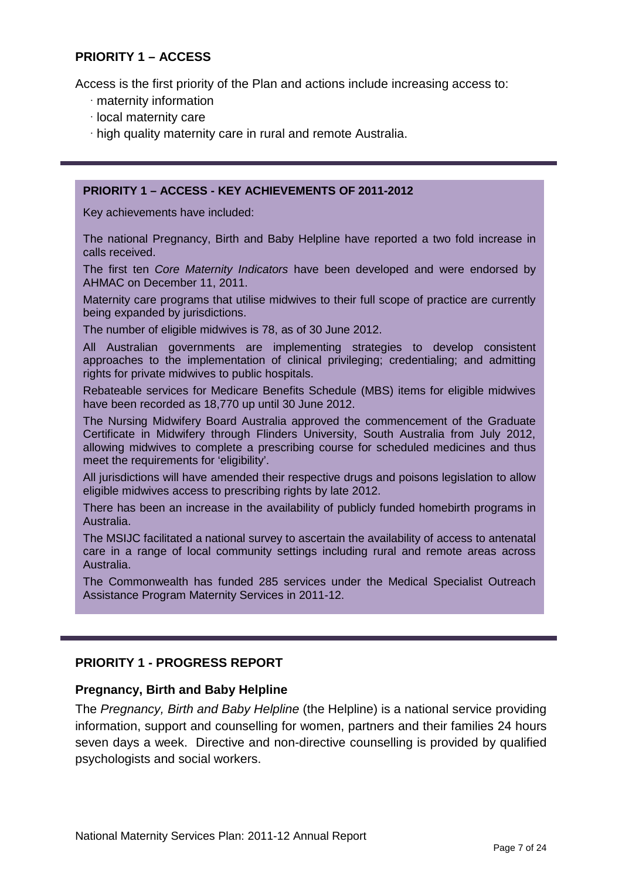## PRIORITY 1 – ACCESS

Access is the first priority of the Plan and actions include increasing access to:

- maternity information
- local maternity care
- high quality maternity care in rural and remote Australia.

---

**PRIORITY 1 – ACCESS - KEY ACHIEVEMENTS OF 2011-2012**

Key achievements have included:

The national Pregnancy, Birth and Baby Helpline have reported a two fold increase in calls received.

The first ten *Core Maternity Indicators* have been developed and were endorsed by AHMAC on December 11, 2011.

Maternity care programs that utilise midwives to their full scope of practice are currently being expanded by jurisdictions.

The number of eligible midwives is 78, as of 30 June 2012.

All Australian governments are implementing strategies to develop consistent approaches to the implementation of clinical privileging; credentialing; and admitting rights for private midwives to public hospitals.

Rebateable services for Medicare Benefits Schedule (MBS) items for eligible midwives have been recorded as 18,770 up until 30 June 2012.

The Nursing Midwifery Board Australia approved the commencement of the Graduate Certificate in Midwifery through Flinders University, South Australia from July 2012, allowing midwives to complete a prescribing course for scheduled medicines and thus meet the requirements for 'eligibility'.

All jurisdictions will have amended their respective drugs and poisons legislation to allow eligible midwives access to prescribing rights by late 2012.

There has been an increase in the availability of publicly funded homebirth programs in Australia.

The MSIJC facilitated a national survey to ascertain the availability of access to antenatal care in a range of local community settings including rural and remote areas across Australia.

The Commonwealth has funded 285 services under the Medical Specialist Outreach Assistance Program Maternity Services in 2011-12.

---

## PRIORITY 1 - PROGRESS REPORT

### Pregnancy, Birth and Baby Helpline

The *Pregnancy, Birth and Baby Helpline* (the Helpline) is a national service providing information, support and counselling for women, partners and their families 24 hours seven days a week. Directive and non-directive counselling is provided by qualified psychologists and social workers.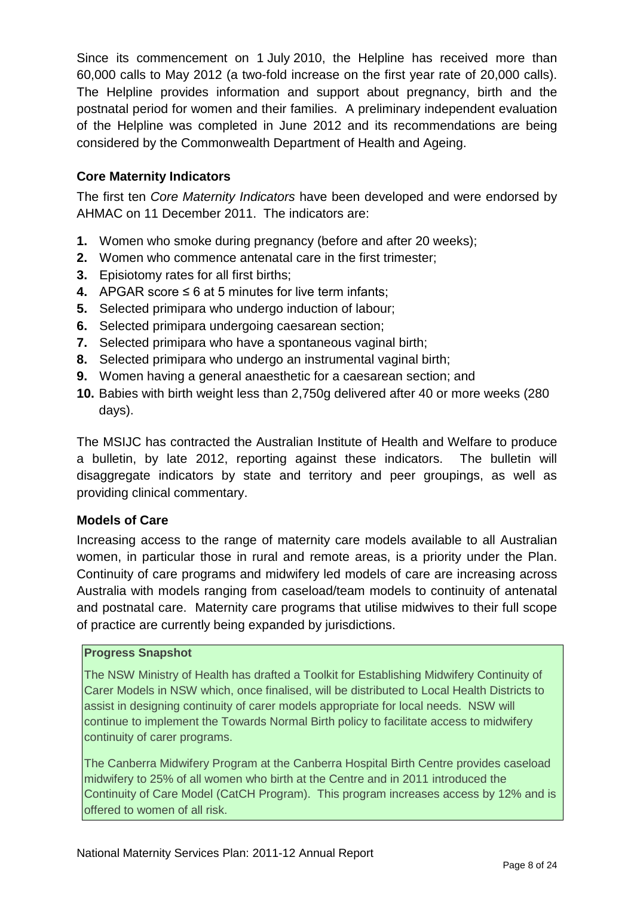Since its commencement on 1 July 2010, the Helpline has received more than 60,000 calls to May 2012 (a two-fold increase on the first year rate of 20,000 calls). The Helpline provides information and support about pregnancy, birth and the postnatal period for women and their families. A preliminary independent evaluation of the Helpline was completed in June 2012 and its recommendations are being considered by the Commonwealth Department of Health and Ageing.

### Core Maternity Indicators

The first ten *Core Maternity Indicators* have been developed and were endorsed by AHMAC on 11 December 2011. The indicators are:

1. Women who smoke during pregnancy (before and after 20 weeks);
2. Women who commence antenatal care in the first trimester;
3. Episiotomy rates for all first births;
4. APGAR score ≤ 6 at 5 minutes for live term infants;
5. Selected primipara who undergo induction of labour;
6. Selected primipara undergoing caesarean section;
7. Selected primipara who have a spontaneous vaginal birth;
8. Selected primipara who undergo an instrumental vaginal birth;
9. Women having a general anaesthetic for a caesarean section; and
10. Babies with birth weight less than 2,750g delivered after 40 or more weeks (280 days).

The MSIJC has contracted the Australian Institute of Health and Welfare to produce a bulletin, by late 2012, reporting against these indicators. The bulletin will disaggregate indicators by state and territory and peer groupings, as well as providing clinical commentary.

### Models of Care

Increasing access to the range of maternity care models available to all Australian women, in particular those in rural and remote areas, is a priority under the Plan. Continuity of care programs and midwifery led models of care are increasing across Australia with models ranging from caseload/team models to continuity of antenatal and postnatal care. Maternity care programs that utilise midwives to their full scope of practice are currently being expanded by jurisdictions.

**Progress Snapshot**

The NSW Ministry of Health has drafted a Toolkit for Establishing Midwifery Continuity of Carer Models in NSW which, once finalised, will be distributed to Local Health Districts to assist in designing continuity of carer models appropriate for local needs. NSW will continue to implement the Towards Normal Birth policy to facilitate access to midwifery continuity of carer programs.

The Canberra Midwifery Program at the Canberra Hospital Birth Centre provides caseload midwifery to 25% of all women who birth at the Centre and in 2011 introduced the Continuity of Care Model (CatCH Program). This program increases access by 12% and is offered to women of all risk.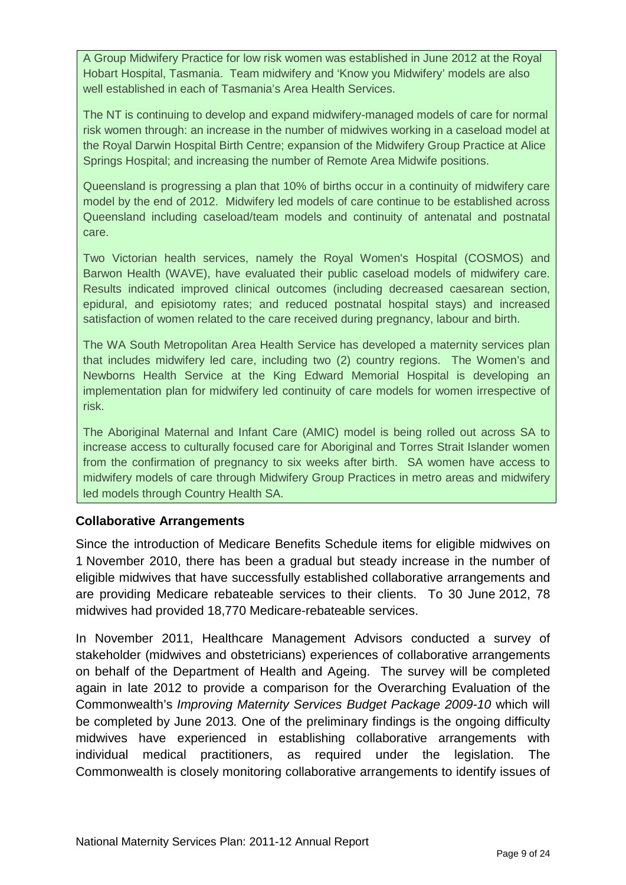A Group Midwifery Practice for low risk women was established in June 2012 at the Royal Hobart Hospital, Tasmania. Team midwifery and 'Know you Midwifery' models are also well established in each of Tasmania's Area Health Services.

The NT is continuing to develop and expand midwifery-managed models of care for normal risk women through: an increase in the number of midwives working in a caseload model at the Royal Darwin Hospital Birth Centre; expansion of the Midwifery Group Practice at Alice Springs Hospital; and increasing the number of Remote Area Midwife positions.

Queensland is progressing a plan that 10% of births occur in a continuity of midwifery care model by the end of 2012. Midwifery led models of care continue to be established across Queensland including caseload/team models and continuity of antenatal and postnatal care.

Two Victorian health services, namely the Royal Women's Hospital (COSMOS) and Barwon Health (WAVE), have evaluated their public caseload models of midwifery care. Results indicated improved clinical outcomes (including decreased caesarean section, epidural, and episiotomy rates; and reduced postnatal hospital stays) and increased satisfaction of women related to the care received during pregnancy, labour and birth.

The WA South Metropolitan Area Health Service has developed a maternity services plan that includes midwifery led care, including two (2) country regions. The Women's and Newborns Health Service at the King Edward Memorial Hospital is developing an implementation plan for midwifery led continuity of care models for women irrespective of risk.

The Aboriginal Maternal and Infant Care (AMIC) model is being rolled out across SA to increase access to culturally focused care for Aboriginal and Torres Strait Islander women from the confirmation of pregnancy to six weeks after birth. SA women have access to midwifery models of care through Midwifery Group Practices in metro areas and midwifery led models through Country Health SA.

### Collaborative Arrangements

Since the introduction of Medicare Benefits Schedule items for eligible midwives on 1 November 2010, there has been a gradual but steady increase in the number of eligible midwives that have successfully established collaborative arrangements and are providing Medicare rebateable services to their clients. To 30 June 2012, 78 midwives had provided 18,770 Medicare-rebateable services.

In November 2011, Healthcare Management Advisors conducted a survey of stakeholder (midwives and obstetricians) experiences of collaborative arrangements on behalf of the Department of Health and Ageing. The survey will be completed again in late 2012 to provide a comparison for the Overarching Evaluation of the Commonwealth's *Improving Maternity Services Budget Package 2009-10* which will be completed by June 2013*.* One of the preliminary findings is the ongoing difficulty midwives have experienced in establishing collaborative arrangements with individual medical practitioners, as required under the legislation. The Commonwealth is closely monitoring collaborative arrangements to identify issues of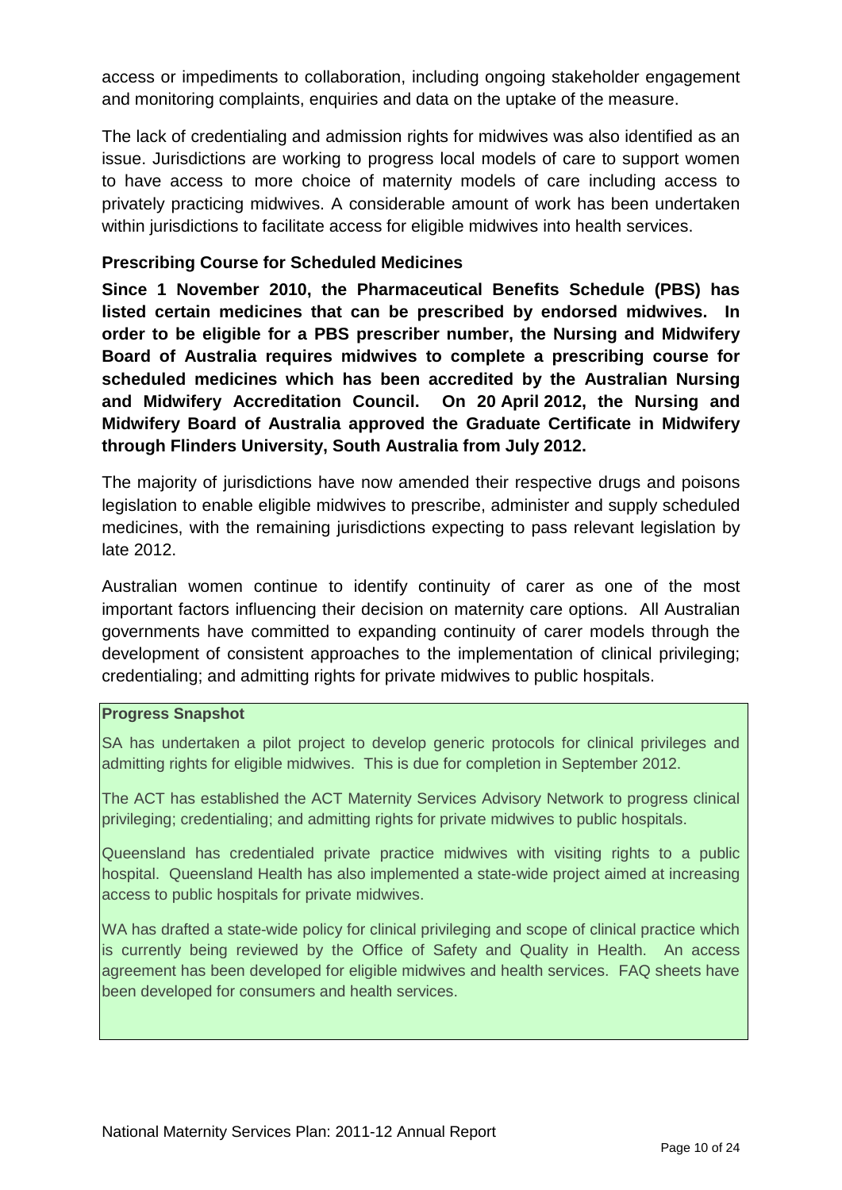access or impediments to collaboration, including ongoing stakeholder engagement and monitoring complaints, enquiries and data on the uptake of the measure.

The lack of credentialing and admission rights for midwives was also identified as an issue. Jurisdictions are working to progress local models of care to support women to have access to more choice of maternity models of care including access to privately practicing midwives. A considerable amount of work has been undertaken within jurisdictions to facilitate access for eligible midwives into health services.

### Prescribing Course for Scheduled Medicines

**Since 1 November 2010, the Pharmaceutical Benefits Schedule (PBS) has listed certain medicines that can be prescribed by endorsed midwives. In order to be eligible for a PBS prescriber number, the Nursing and Midwifery Board of Australia requires midwives to complete a prescribing course for scheduled medicines which has been accredited by the Australian Nursing and Midwifery Accreditation Council. On 20 April 2012, the Nursing and Midwifery Board of Australia approved the Graduate Certificate in Midwifery through Flinders University, South Australia from July 2012.**

The majority of jurisdictions have now amended their respective drugs and poisons legislation to enable eligible midwives to prescribe, administer and supply scheduled medicines, with the remaining jurisdictions expecting to pass relevant legislation by late 2012.

Australian women continue to identify continuity of carer as one of the most important factors influencing their decision on maternity care options. All Australian governments have committed to expanding continuity of carer models through the development of consistent approaches to the implementation of clinical privileging; credentialing; and admitting rights for private midwives to public hospitals.

**Progress Snapshot**

SA has undertaken a pilot project to develop generic protocols for clinical privileges and admitting rights for eligible midwives. This is due for completion in September 2012.

The ACT has established the ACT Maternity Services Advisory Network to progress clinical privileging; credentialing; and admitting rights for private midwives to public hospitals.

Queensland has credentialed private practice midwives with visiting rights to a public hospital. Queensland Health has also implemented a state-wide project aimed at increasing access to public hospitals for private midwives.

WA has drafted a state-wide policy for clinical privileging and scope of clinical practice which is currently being reviewed by the Office of Safety and Quality in Health. An access agreement has been developed for eligible midwives and health services. FAQ sheets have been developed for consumers and health services.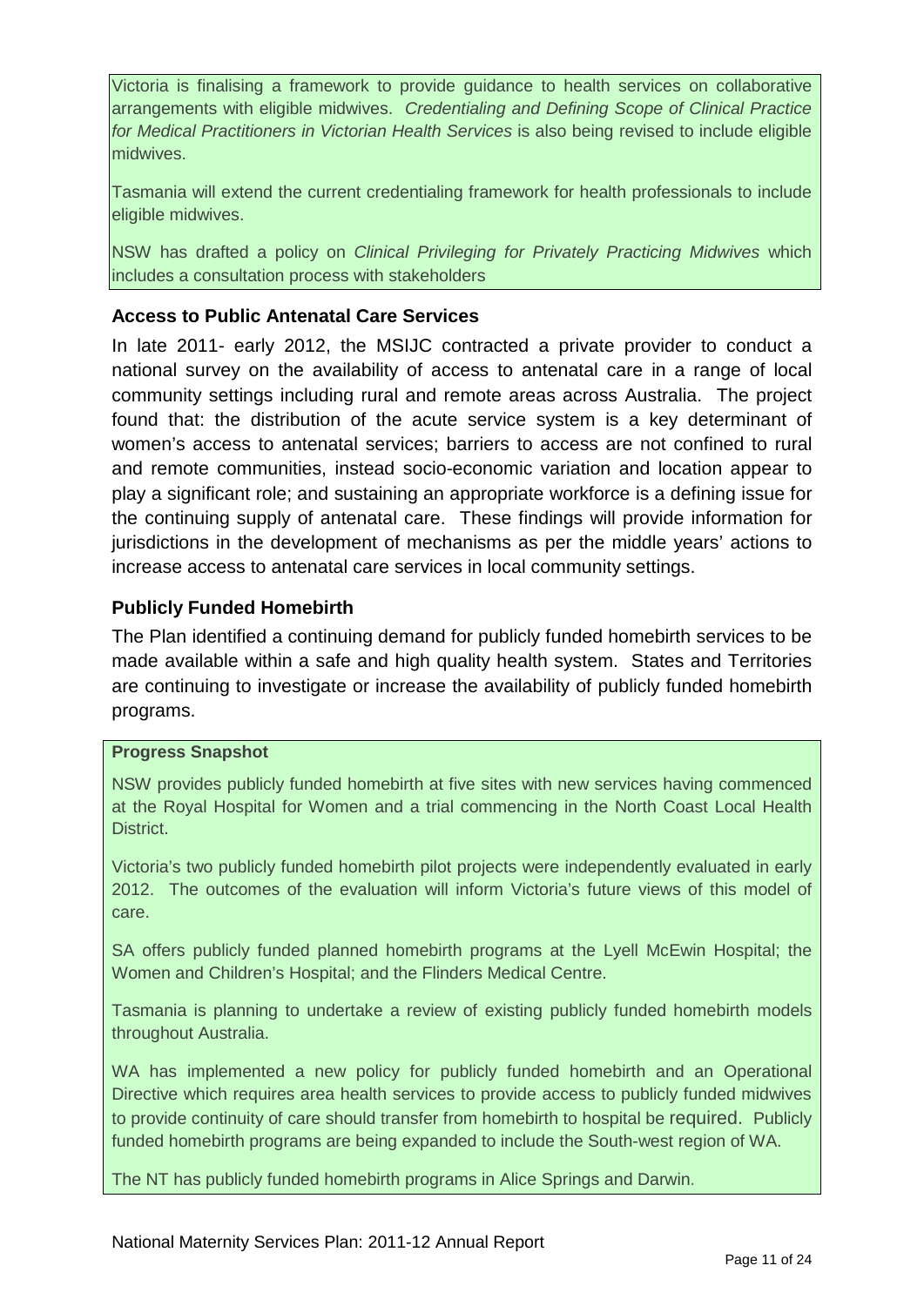Victoria is finalising a framework to provide guidance to health services on collaborative arrangements with eligible midwives. *Credentialing and Defining Scope of Clinical Practice for Medical Practitioners in Victorian Health Services* is also being revised to include eligible midwives.

Tasmania will extend the current credentialing framework for health professionals to include eligible midwives.

NSW has drafted a policy on *Clinical Privileging for Privately Practicing Midwives* which includes a consultation process with stakeholders

### Access to Public Antenatal Care Services

In late 2011- early 2012, the MSIJC contracted a private provider to conduct a national survey on the availability of access to antenatal care in a range of local community settings including rural and remote areas across Australia. The project found that: the distribution of the acute service system is a key determinant of women's access to antenatal services; barriers to access are not confined to rural and remote communities, instead socio-economic variation and location appear to play a significant role; and sustaining an appropriate workforce is a defining issue for the continuing supply of antenatal care. These findings will provide information for jurisdictions in the development of mechanisms as per the middle years' actions to increase access to antenatal care services in local community settings.

### Publicly Funded Homebirth

The Plan identified a continuing demand for publicly funded homebirth services to be made available within a safe and high quality health system. States and Territories are continuing to investigate or increase the availability of publicly funded homebirth programs.

**Progress Snapshot**

NSW provides publicly funded homebirth at five sites with new services having commenced at the Royal Hospital for Women and a trial commencing in the North Coast Local Health District.

Victoria's two publicly funded homebirth pilot projects were independently evaluated in early 2012. The outcomes of the evaluation will inform Victoria's future views of this model of care.

SA offers publicly funded planned homebirth programs at the Lyell McEwin Hospital; the Women and Children's Hospital; and the Flinders Medical Centre.

Tasmania is planning to undertake a review of existing publicly funded homebirth models throughout Australia.

WA has implemented a new policy for publicly funded homebirth and an Operational Directive which requires area health services to provide access to publicly funded midwives to provide continuity of care should transfer from homebirth to hospital be required. Publicly funded homebirth programs are being expanded to include the South-west region of WA.

The NT has publicly funded homebirth programs in Alice Springs and Darwin.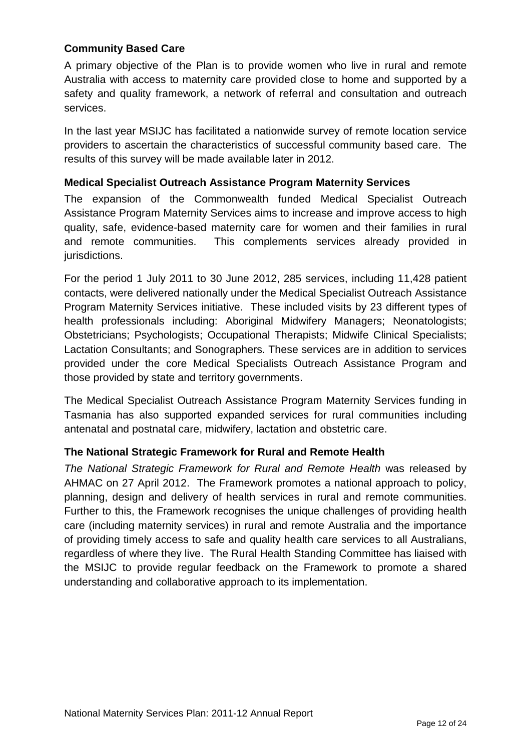### Community Based Care

A primary objective of the Plan is to provide women who live in rural and remote Australia with access to maternity care provided close to home and supported by a safety and quality framework, a network of referral and consultation and outreach services.

In the last year MSIJC has facilitated a nationwide survey of remote location service providers to ascertain the characteristics of successful community based care. The results of this survey will be made available later in 2012.

### Medical Specialist Outreach Assistance Program Maternity Services

The expansion of the Commonwealth funded Medical Specialist Outreach Assistance Program Maternity Services aims to increase and improve access to high quality, safe, evidence-based maternity care for women and their families in rural and remote communities. This complements services already provided in jurisdictions.

For the period 1 July 2011 to 30 June 2012, 285 services, including 11,428 patient contacts, were delivered nationally under the Medical Specialist Outreach Assistance Program Maternity Services initiative. These included visits by 23 different types of health professionals including: Aboriginal Midwifery Managers; Neonatologists; Obstetricians; Psychologists; Occupational Therapists; Midwife Clinical Specialists; Lactation Consultants; and Sonographers. These services are in addition to services provided under the core Medical Specialists Outreach Assistance Program and those provided by state and territory governments.

The Medical Specialist Outreach Assistance Program Maternity Services funding in Tasmania has also supported expanded services for rural communities including antenatal and postnatal care, midwifery, lactation and obstetric care.

### The National Strategic Framework for Rural and Remote Health

*The National Strategic Framework for Rural and Remote Health* was released by AHMAC on 27 April 2012. The Framework promotes a national approach to policy, planning, design and delivery of health services in rural and remote communities. Further to this, the Framework recognises the unique challenges of providing health care (including maternity services) in rural and remote Australia and the importance of providing timely access to safe and quality health care services to all Australians, regardless of where they live. The Rural Health Standing Committee has liaised with the MSIJC to provide regular feedback on the Framework to promote a shared understanding and collaborative approach to its implementation.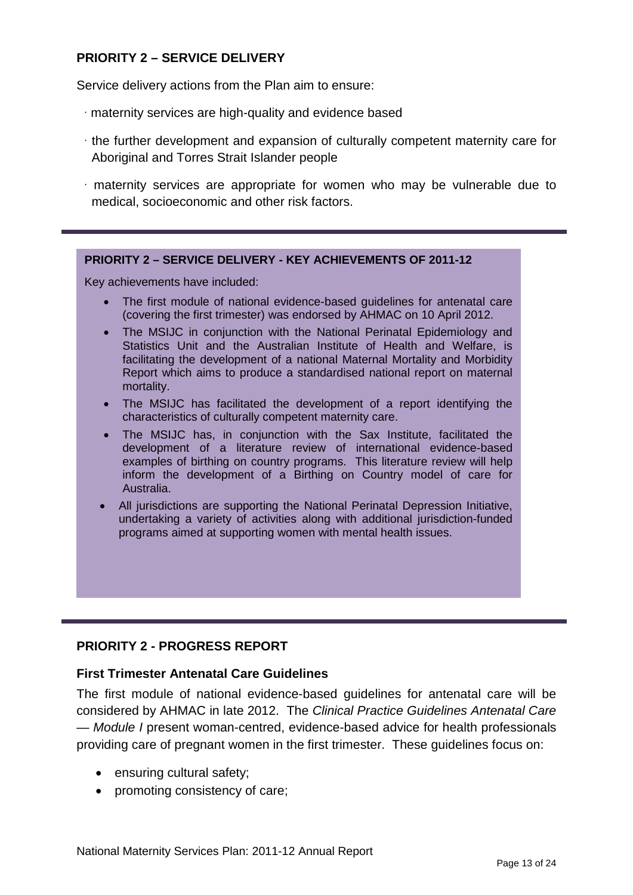## PRIORITY 2 – SERVICE DELIVERY

Service delivery actions from the Plan aim to ensure:

- maternity services are high-quality and evidence based
- the further development and expansion of culturally competent maternity care for Aboriginal and Torres Strait Islander people
- maternity services are appropriate for women who may be vulnerable due to medical, socioeconomic and other risk factors.

---

### PRIORITY 2 – SERVICE DELIVERY - KEY ACHIEVEMENTS OF 2011-12

Key achievements have included:

- The first module of national evidence-based guidelines for antenatal care (covering the first trimester) was endorsed by AHMAC on 10 April 2012.
- The MSIJC in conjunction with the National Perinatal Epidemiology and Statistics Unit and the Australian Institute of Health and Welfare, is facilitating the development of a national Maternal Mortality and Morbidity Report which aims to produce a standardised national report on maternal mortality.
- The MSIJC has facilitated the development of a report identifying the characteristics of culturally competent maternity care.
- The MSIJC has, in conjunction with the Sax Institute, facilitated the development of a literature review of international evidence-based examples of birthing on country programs. This literature review will help inform the development of a Birthing on Country model of care for Australia.
- All jurisdictions are supporting the National Perinatal Depression Initiative, undertaking a variety of activities along with additional jurisdiction-funded programs aimed at supporting women with mental health issues.

---

## PRIORITY 2 - PROGRESS REPORT

### First Trimester Antenatal Care Guidelines

The first module of national evidence-based guidelines for antenatal care will be considered by AHMAC in late 2012. The *Clinical Practice Guidelines Antenatal Care — Module I* present woman-centred, evidence-based advice for health professionals providing care of pregnant women in the first trimester. These guidelines focus on:

- ensuring cultural safety;
- promoting consistency of care;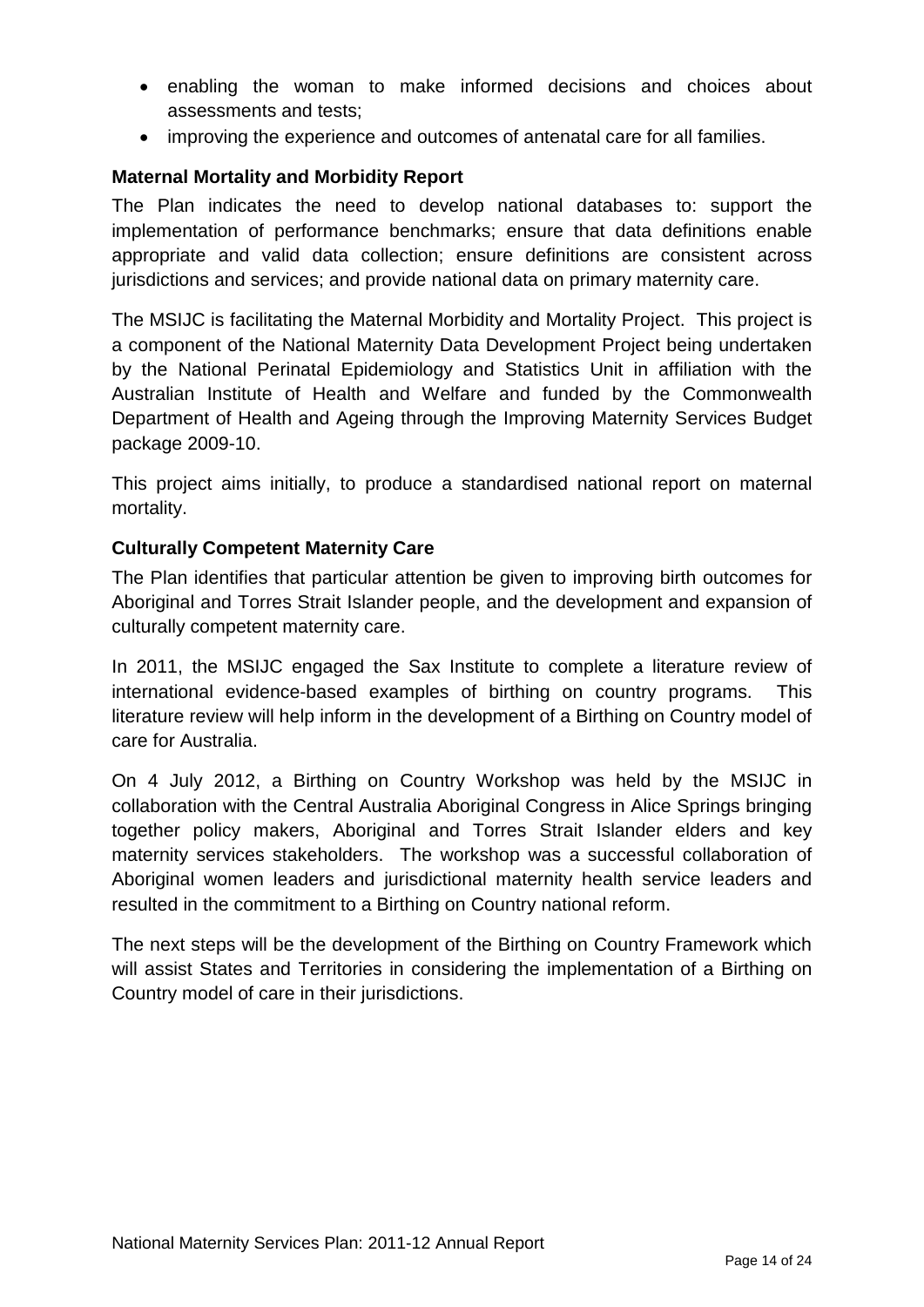- enabling the woman to make informed decisions and choices about assessments and tests;
- improving the experience and outcomes of antenatal care for all families.

### Maternal Mortality and Morbidity Report

The Plan indicates the need to develop national databases to: support the implementation of performance benchmarks; ensure that data definitions enable appropriate and valid data collection; ensure definitions are consistent across jurisdictions and services; and provide national data on primary maternity care.

The MSIJC is facilitating the Maternal Morbidity and Mortality Project. This project is a component of the National Maternity Data Development Project being undertaken by the National Perinatal Epidemiology and Statistics Unit in affiliation with the Australian Institute of Health and Welfare and funded by the Commonwealth Department of Health and Ageing through the Improving Maternity Services Budget package 2009-10.

This project aims initially, to produce a standardised national report on maternal mortality.

### Culturally Competent Maternity Care

The Plan identifies that particular attention be given to improving birth outcomes for Aboriginal and Torres Strait Islander people, and the development and expansion of culturally competent maternity care.

In 2011, the MSIJC engaged the Sax Institute to complete a literature review of international evidence-based examples of birthing on country programs. This literature review will help inform in the development of a Birthing on Country model of care for Australia.

On 4 July 2012, a Birthing on Country Workshop was held by the MSIJC in collaboration with the Central Australia Aboriginal Congress in Alice Springs bringing together policy makers, Aboriginal and Torres Strait Islander elders and key maternity services stakeholders. The workshop was a successful collaboration of Aboriginal women leaders and jurisdictional maternity health service leaders and resulted in the commitment to a Birthing on Country national reform.

The next steps will be the development of the Birthing on Country Framework which will assist States and Territories in considering the implementation of a Birthing on Country model of care in their jurisdictions.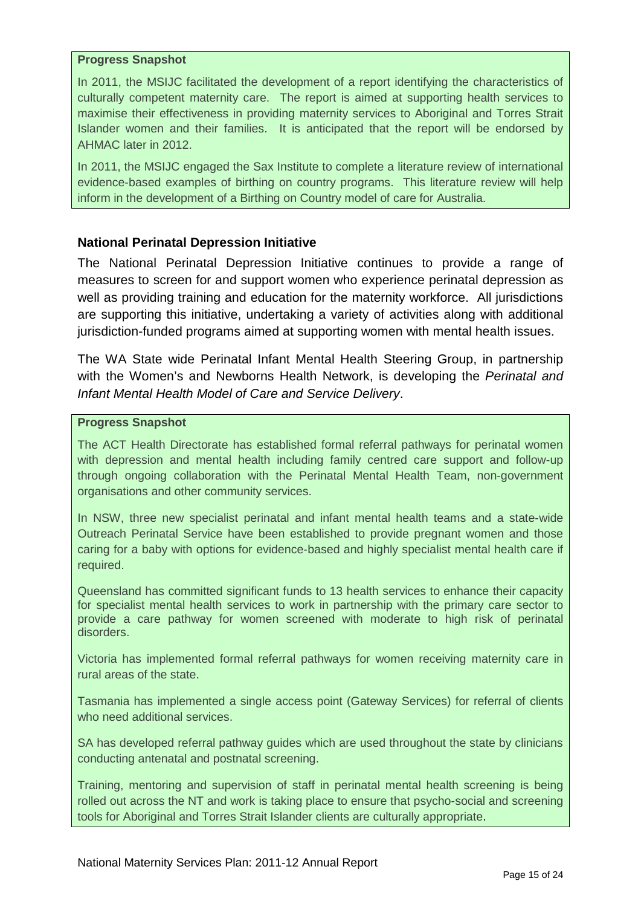**Progress Snapshot**

In 2011, the MSIJC facilitated the development of a report identifying the characteristics of culturally competent maternity care. The report is aimed at supporting health services to maximise their effectiveness in providing maternity services to Aboriginal and Torres Strait Islander women and their families. It is anticipated that the report will be endorsed by AHMAC later in 2012.

In 2011, the MSIJC engaged the Sax Institute to complete a literature review of international evidence-based examples of birthing on country programs. This literature review will help inform in the development of a Birthing on Country model of care for Australia.

### National Perinatal Depression Initiative

The National Perinatal Depression Initiative continues to provide a range of measures to screen for and support women who experience perinatal depression as well as providing training and education for the maternity workforce. All jurisdictions are supporting this initiative, undertaking a variety of activities along with additional jurisdiction-funded programs aimed at supporting women with mental health issues.

The WA State wide Perinatal Infant Mental Health Steering Group, in partnership with the Women's and Newborns Health Network, is developing the *Perinatal and Infant Mental Health Model of Care and Service Delivery*.

**Progress Snapshot**

The ACT Health Directorate has established formal referral pathways for perinatal women with depression and mental health including family centred care support and follow-up through ongoing collaboration with the Perinatal Mental Health Team, non-government organisations and other community services.

In NSW, three new specialist perinatal and infant mental health teams and a state-wide Outreach Perinatal Service have been established to provide pregnant women and those caring for a baby with options for evidence-based and highly specialist mental health care if required.

Queensland has committed significant funds to 13 health services to enhance their capacity for specialist mental health services to work in partnership with the primary care sector to provide a care pathway for women screened with moderate to high risk of perinatal disorders.

Victoria has implemented formal referral pathways for women receiving maternity care in rural areas of the state.

Tasmania has implemented a single access point (Gateway Services) for referral of clients who need additional services.

SA has developed referral pathway guides which are used throughout the state by clinicians conducting antenatal and postnatal screening.

Training, mentoring and supervision of staff in perinatal mental health screening is being rolled out across the NT and work is taking place to ensure that psycho-social and screening tools for Aboriginal and Torres Strait Islander clients are culturally appropriate.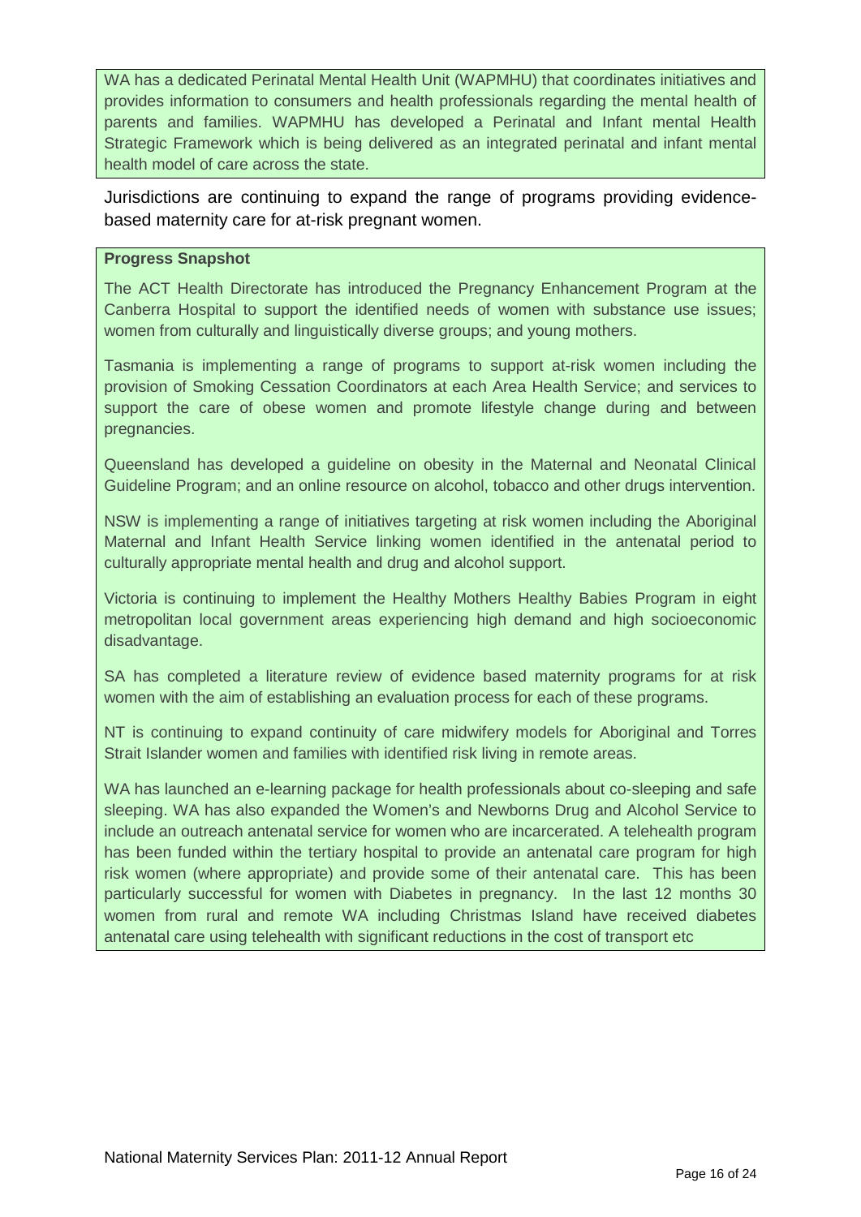WA has a dedicated Perinatal Mental Health Unit (WAPMHU) that coordinates initiatives and provides information to consumers and health professionals regarding the mental health of parents and families. WAPMHU has developed a Perinatal and Infant mental Health Strategic Framework which is being delivered as an integrated perinatal and infant mental health model of care across the state.

Jurisdictions are continuing to expand the range of programs providing evidence-based maternity care for at-risk pregnant women.

**Progress Snapshot**

The ACT Health Directorate has introduced the Pregnancy Enhancement Program at the Canberra Hospital to support the identified needs of women with substance use issues; women from culturally and linguistically diverse groups; and young mothers.

Tasmania is implementing a range of programs to support at-risk women including the provision of Smoking Cessation Coordinators at each Area Health Service; and services to support the care of obese women and promote lifestyle change during and between pregnancies.

Queensland has developed a guideline on obesity in the Maternal and Neonatal Clinical Guideline Program; and an online resource on alcohol, tobacco and other drugs intervention.

NSW is implementing a range of initiatives targeting at risk women including the Aboriginal Maternal and Infant Health Service linking women identified in the antenatal period to culturally appropriate mental health and drug and alcohol support.

Victoria is continuing to implement the Healthy Mothers Healthy Babies Program in eight metropolitan local government areas experiencing high demand and high socioeconomic disadvantage.

SA has completed a literature review of evidence based maternity programs for at risk women with the aim of establishing an evaluation process for each of these programs.

NT is continuing to expand continuity of care midwifery models for Aboriginal and Torres Strait Islander women and families with identified risk living in remote areas.

WA has launched an e-learning package for health professionals about co-sleeping and safe sleeping. WA has also expanded the Women's and Newborns Drug and Alcohol Service to include an outreach antenatal service for women who are incarcerated. A telehealth program has been funded within the tertiary hospital to provide an antenatal care program for high risk women (where appropriate) and provide some of their antenatal care. This has been particularly successful for women with Diabetes in pregnancy. In the last 12 months 30 women from rural and remote WA including Christmas Island have received diabetes antenatal care using telehealth with significant reductions in the cost of transport etc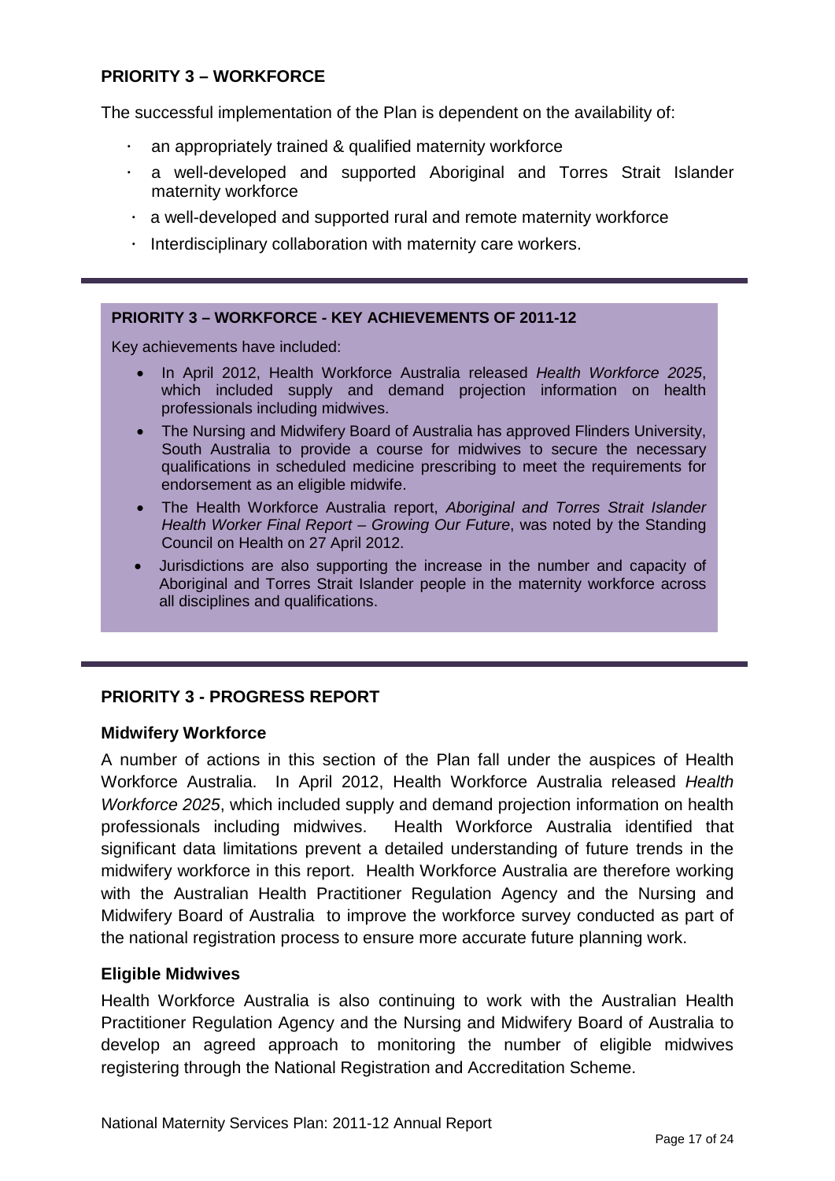## PRIORITY 3 – WORKFORCE

The successful implementation of the Plan is dependent on the availability of:

- an appropriately trained & qualified maternity workforce
- a well-developed and supported Aboriginal and Torres Strait Islander maternity workforce
- a well-developed and supported rural and remote maternity workforce
- Interdisciplinary collaboration with maternity care workers.

### PRIORITY 3 – WORKFORCE - KEY ACHIEVEMENTS OF 2011-12

Key achievements have included:

- In April 2012, Health Workforce Australia released *Health Workforce 2025*, which included supply and demand projection information on health professionals including midwives.
- The Nursing and Midwifery Board of Australia has approved Flinders University, South Australia to provide a course for midwives to secure the necessary qualifications in scheduled medicine prescribing to meet the requirements for endorsement as an eligible midwife.
- The Health Workforce Australia report, *Aboriginal and Torres Strait Islander Health Worker Final Report – Growing Our Future*, was noted by the Standing Council on Health on 27 April 2012.
- Jurisdictions are also supporting the increase in the number and capacity of Aboriginal and Torres Strait Islander people in the maternity workforce across all disciplines and qualifications.

## PRIORITY 3 - PROGRESS REPORT

### Midwifery Workforce

A number of actions in this section of the Plan fall under the auspices of Health Workforce Australia. In April 2012, Health Workforce Australia released *Health Workforce 2025*, which included supply and demand projection information on health professionals including midwives. Health Workforce Australia identified that significant data limitations prevent a detailed understanding of future trends in the midwifery workforce in this report. Health Workforce Australia are therefore working with the Australian Health Practitioner Regulation Agency and the Nursing and Midwifery Board of Australia to improve the workforce survey conducted as part of the national registration process to ensure more accurate future planning work.

### Eligible Midwives

Health Workforce Australia is also continuing to work with the Australian Health Practitioner Regulation Agency and the Nursing and Midwifery Board of Australia to develop an agreed approach to monitoring the number of eligible midwives registering through the National Registration and Accreditation Scheme.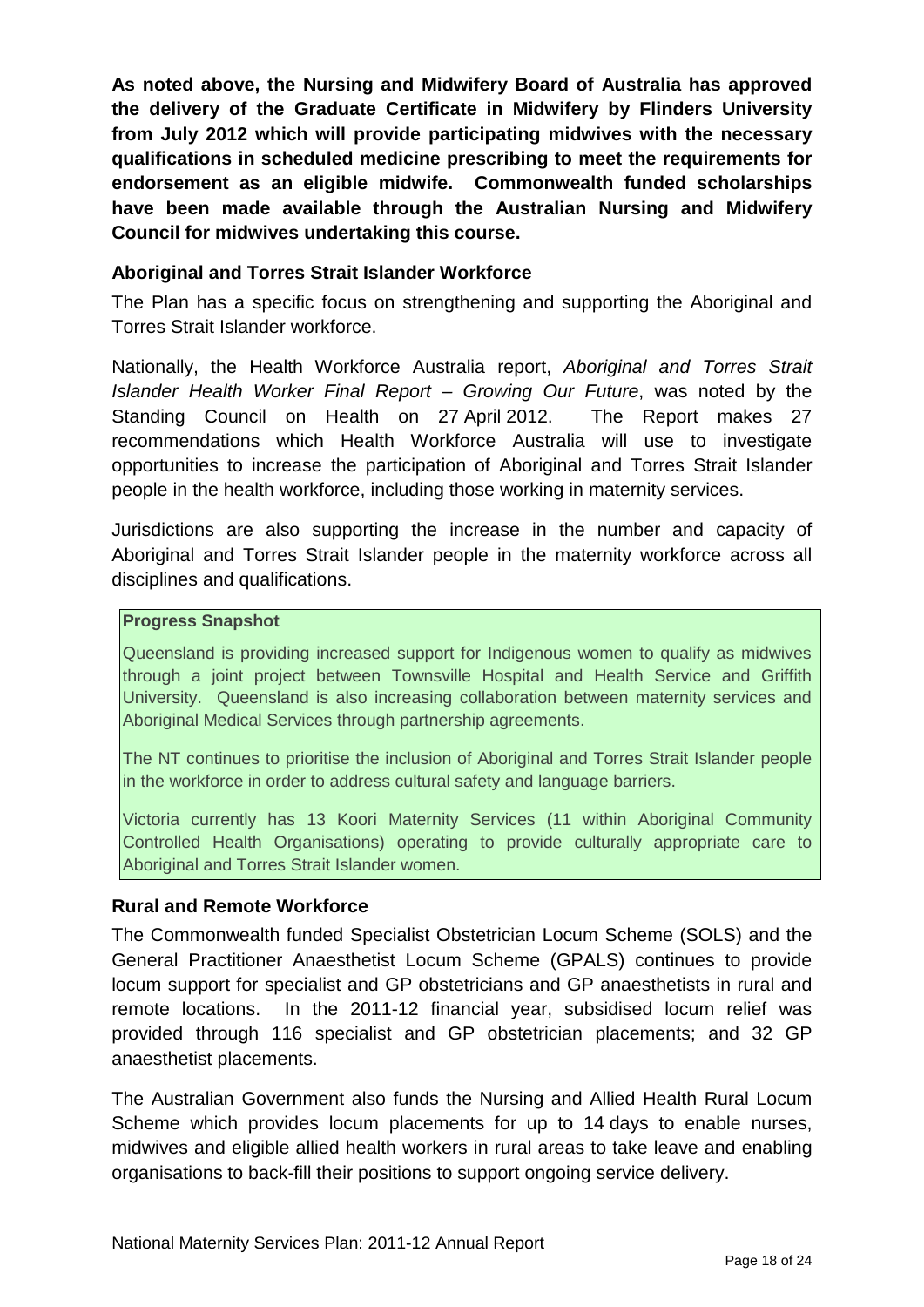**As noted above, the Nursing and Midwifery Board of Australia has approved the delivery of the Graduate Certificate in Midwifery by Flinders University from July 2012 which will provide participating midwives with the necessary qualifications in scheduled medicine prescribing to meet the requirements for endorsement as an eligible midwife. Commonwealth funded scholarships have been made available through the Australian Nursing and Midwifery Council for midwives undertaking this course.**

### Aboriginal and Torres Strait Islander Workforce

The Plan has a specific focus on strengthening and supporting the Aboriginal and Torres Strait Islander workforce.

Nationally, the Health Workforce Australia report, *Aboriginal and Torres Strait Islander Health Worker Final Report – Growing Our Future*, was noted by the Standing Council on Health on 27 April 2012. The Report makes 27 recommendations which Health Workforce Australia will use to investigate opportunities to increase the participation of Aboriginal and Torres Strait Islander people in the health workforce, including those working in maternity services.

Jurisdictions are also supporting the increase in the number and capacity of Aboriginal and Torres Strait Islander people in the maternity workforce across all disciplines and qualifications.

> **Progress Snapshot**
>
> Queensland is providing increased support for Indigenous women to qualify as midwives through a joint project between Townsville Hospital and Health Service and Griffith University. Queensland is also increasing collaboration between maternity services and Aboriginal Medical Services through partnership agreements.
>
> The NT continues to prioritise the inclusion of Aboriginal and Torres Strait Islander people in the workforce in order to address cultural safety and language barriers.
>
> Victoria currently has 13 Koori Maternity Services (11 within Aboriginal Community Controlled Health Organisations) operating to provide culturally appropriate care to Aboriginal and Torres Strait Islander women.

### Rural and Remote Workforce

The Commonwealth funded Specialist Obstetrician Locum Scheme (SOLS) and the General Practitioner Anaesthetist Locum Scheme (GPALS) continues to provide locum support for specialist and GP obstetricians and GP anaesthetists in rural and remote locations. In the 2011-12 financial year, subsidised locum relief was provided through 116 specialist and GP obstetrician placements; and 32 GP anaesthetist placements.

The Australian Government also funds the Nursing and Allied Health Rural Locum Scheme which provides locum placements for up to 14 days to enable nurses, midwives and eligible allied health workers in rural areas to take leave and enabling organisations to back-fill their positions to support ongoing service delivery.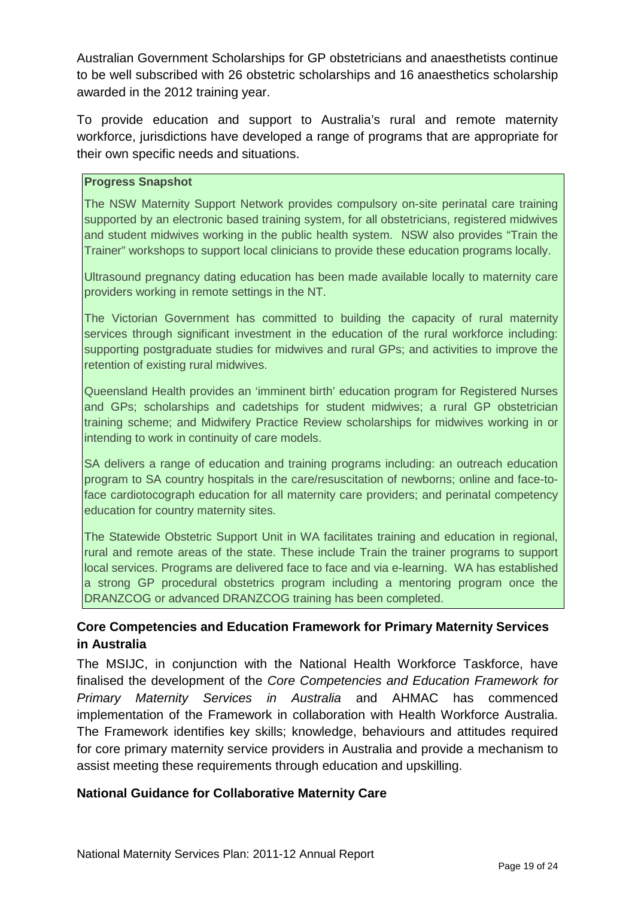Australian Government Scholarships for GP obstetricians and anaesthetists continue to be well subscribed with 26 obstetric scholarships and 16 anaesthetics scholarship awarded in the 2012 training year.

To provide education and support to Australia's rural and remote maternity workforce, jurisdictions have developed a range of programs that are appropriate for their own specific needs and situations.

**Progress Snapshot**

The NSW Maternity Support Network provides compulsory on-site perinatal care training supported by an electronic based training system, for all obstetricians, registered midwives and student midwives working in the public health system. NSW also provides "Train the Trainer" workshops to support local clinicians to provide these education programs locally.

Ultrasound pregnancy dating education has been made available locally to maternity care providers working in remote settings in the NT.

The Victorian Government has committed to building the capacity of rural maternity services through significant investment in the education of the rural workforce including: supporting postgraduate studies for midwives and rural GPs; and activities to improve the retention of existing rural midwives.

Queensland Health provides an 'imminent birth' education program for Registered Nurses and GPs; scholarships and cadetships for student midwives; a rural GP obstetrician training scheme; and Midwifery Practice Review scholarships for midwives working in or intending to work in continuity of care models.

SA delivers a range of education and training programs including: an outreach education program to SA country hospitals in the care/resuscitation of newborns; online and face-to-face cardiotocograph education for all maternity care providers; and perinatal competency education for country maternity sites.

The Statewide Obstetric Support Unit in WA facilitates training and education in regional, rural and remote areas of the state. These include Train the trainer programs to support local services. Programs are delivered face to face and via e-learning. WA has established a strong GP procedural obstetrics program including a mentoring program once the DRANZCOG or advanced DRANZCOG training has been completed.

### Core Competencies and Education Framework for Primary Maternity Services in Australia

The MSIJC, in conjunction with the National Health Workforce Taskforce, have finalised the development of the *Core Competencies and Education Framework for Primary Maternity Services in Australia* and AHMAC has commenced implementation of the Framework in collaboration with Health Workforce Australia. The Framework identifies key skills; knowledge, behaviours and attitudes required for core primary maternity service providers in Australia and provide a mechanism to assist meeting these requirements through education and upskilling.

### National Guidance for Collaborative Maternity Care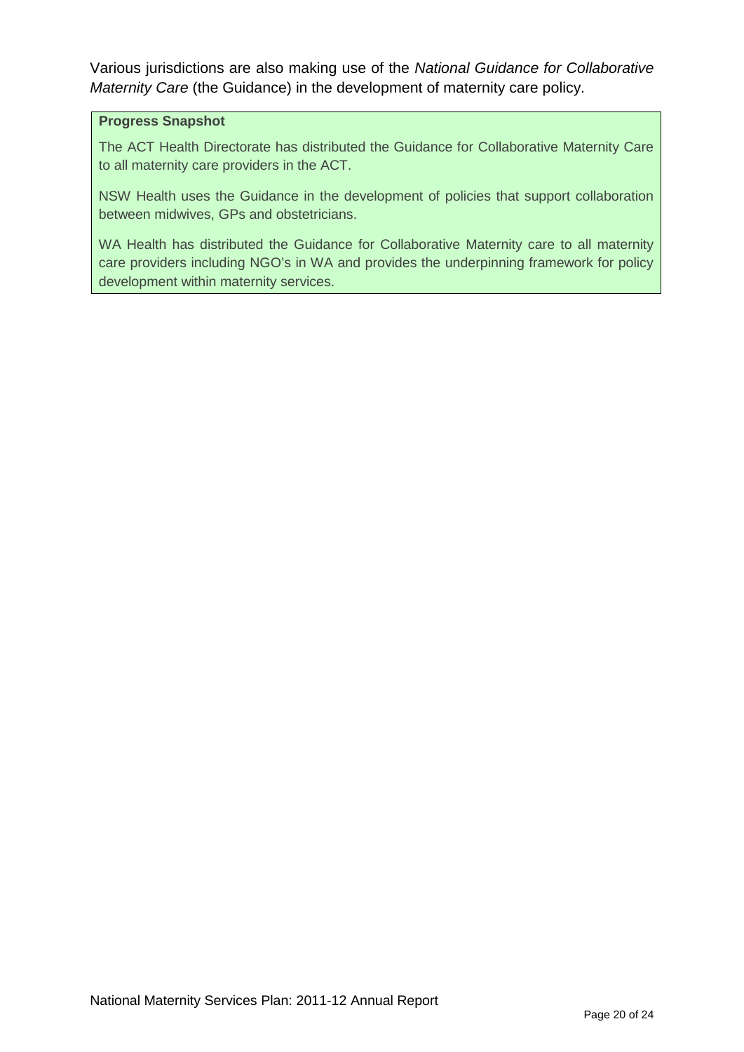Various jurisdictions are also making use of the *National Guidance for Collaborative Maternity Care* (the Guidance) in the development of maternity care policy.

**Progress Snapshot**

The ACT Health Directorate has distributed the Guidance for Collaborative Maternity Care to all maternity care providers in the ACT.

NSW Health uses the Guidance in the development of policies that support collaboration between midwives, GPs and obstetricians.

WA Health has distributed the Guidance for Collaborative Maternity care to all maternity care providers including NGO's in WA and provides the underpinning framework for policy development within maternity services.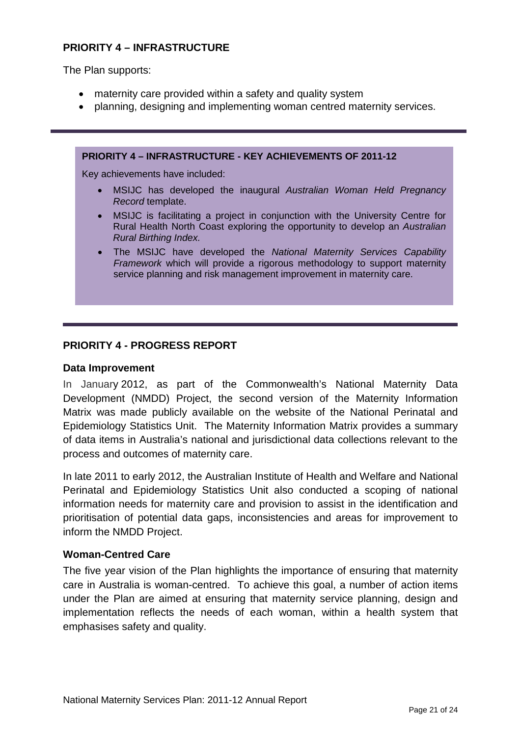## PRIORITY 4 – INFRASTRUCTURE

The Plan supports:

- maternity care provided within a safety and quality system
- planning, designing and implementing woman centred maternity services.

---

**PRIORITY 4 – INFRASTRUCTURE - KEY ACHIEVEMENTS OF 2011-12**

Key achievements have included:

- MSIJC has developed the inaugural *Australian Woman Held Pregnancy Record* template.
- MSIJC is facilitating a project in conjunction with the University Centre for Rural Health North Coast exploring the opportunity to develop an *Australian Rural Birthing Index.*
- The MSIJC have developed the *National Maternity Services Capability Framework* which will provide a rigorous methodology to support maternity service planning and risk management improvement in maternity care.

---

## PRIORITY 4 - PROGRESS REPORT

### Data Improvement

In January 2012, as part of the Commonwealth's National Maternity Data Development (NMDD) Project, the second version of the Maternity Information Matrix was made publicly available on the website of the National Perinatal and Epidemiology Statistics Unit. The Maternity Information Matrix provides a summary of data items in Australia's national and jurisdictional data collections relevant to the process and outcomes of maternity care.

In late 2011 to early 2012, the Australian Institute of Health and Welfare and National Perinatal and Epidemiology Statistics Unit also conducted a scoping of national information needs for maternity care and provision to assist in the identification and prioritisation of potential data gaps, inconsistencies and areas for improvement to inform the NMDD Project.

### Woman-Centred Care

The five year vision of the Plan highlights the importance of ensuring that maternity care in Australia is woman-centred. To achieve this goal, a number of action items under the Plan are aimed at ensuring that maternity service planning, design and implementation reflects the needs of each woman, within a health system that emphasises safety and quality.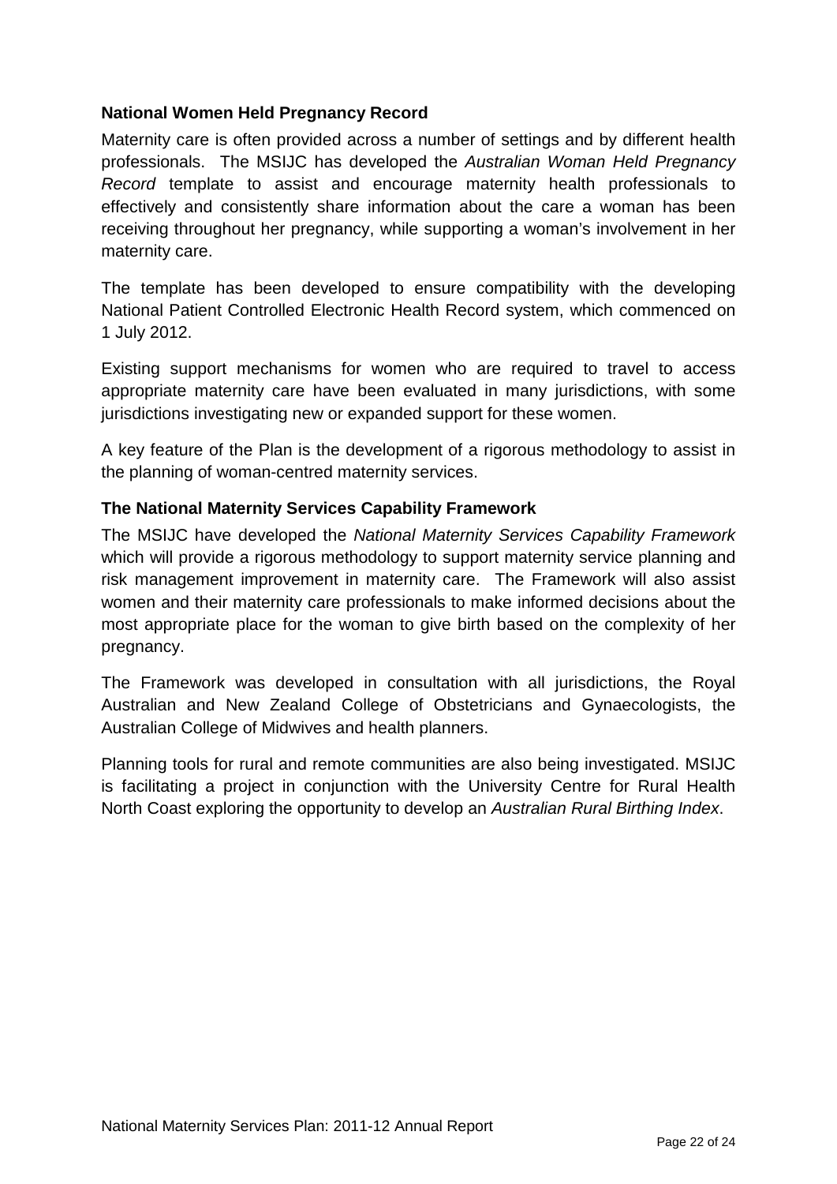### National Women Held Pregnancy Record

Maternity care is often provided across a number of settings and by different health professionals. The MSIJC has developed the *Australian Woman Held Pregnancy Record* template to assist and encourage maternity health professionals to effectively and consistently share information about the care a woman has been receiving throughout her pregnancy, while supporting a woman's involvement in her maternity care.

The template has been developed to ensure compatibility with the developing National Patient Controlled Electronic Health Record system, which commenced on 1 July 2012.

Existing support mechanisms for women who are required to travel to access appropriate maternity care have been evaluated in many jurisdictions, with some jurisdictions investigating new or expanded support for these women.

A key feature of the Plan is the development of a rigorous methodology to assist in the planning of woman-centred maternity services.

### The National Maternity Services Capability Framework

The MSIJC have developed the *National Maternity Services Capability Framework* which will provide a rigorous methodology to support maternity service planning and risk management improvement in maternity care. The Framework will also assist women and their maternity care professionals to make informed decisions about the most appropriate place for the woman to give birth based on the complexity of her pregnancy.

The Framework was developed in consultation with all jurisdictions, the Royal Australian and New Zealand College of Obstetricians and Gynaecologists, the Australian College of Midwives and health planners.

Planning tools for rural and remote communities are also being investigated. MSIJC is facilitating a project in conjunction with the University Centre for Rural Health North Coast exploring the opportunity to develop an *Australian Rural Birthing Index*.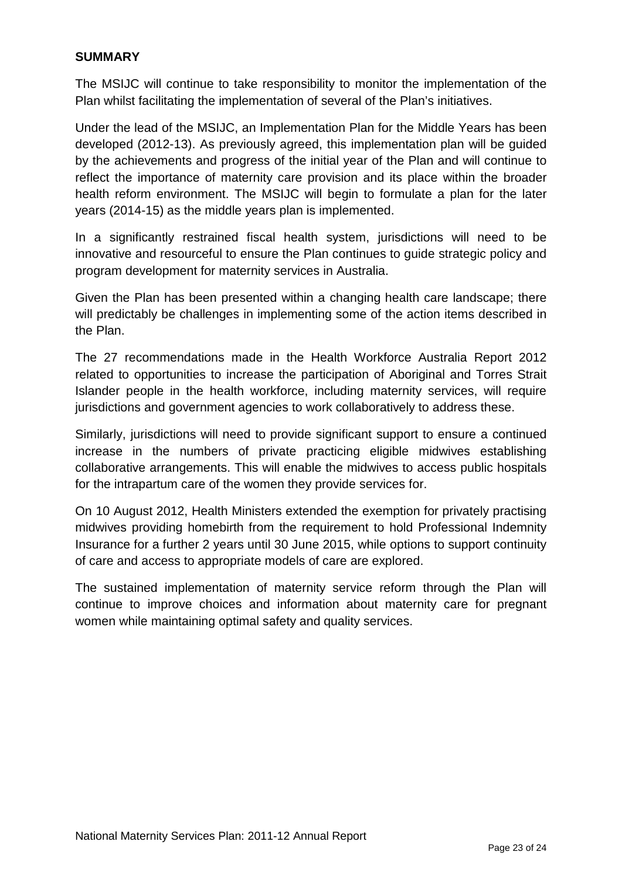## SUMMARY

The MSIJC will continue to take responsibility to monitor the implementation of the Plan whilst facilitating the implementation of several of the Plan's initiatives.

Under the lead of the MSIJC, an Implementation Plan for the Middle Years has been developed (2012-13). As previously agreed, this implementation plan will be guided by the achievements and progress of the initial year of the Plan and will continue to reflect the importance of maternity care provision and its place within the broader health reform environment. The MSIJC will begin to formulate a plan for the later years (2014-15) as the middle years plan is implemented.

In a significantly restrained fiscal health system, jurisdictions will need to be innovative and resourceful to ensure the Plan continues to guide strategic policy and program development for maternity services in Australia.

Given the Plan has been presented within a changing health care landscape; there will predictably be challenges in implementing some of the action items described in the Plan.

The 27 recommendations made in the Health Workforce Australia Report 2012 related to opportunities to increase the participation of Aboriginal and Torres Strait Islander people in the health workforce, including maternity services, will require jurisdictions and government agencies to work collaboratively to address these.

Similarly, jurisdictions will need to provide significant support to ensure a continued increase in the numbers of private practicing eligible midwives establishing collaborative arrangements. This will enable the midwives to access public hospitals for the intrapartum care of the women they provide services for.

On 10 August 2012, Health Ministers extended the exemption for privately practising midwives providing homebirth from the requirement to hold Professional Indemnity Insurance for a further 2 years until 30 June 2015, while options to support continuity of care and access to appropriate models of care are explored.

The sustained implementation of maternity service reform through the Plan will continue to improve choices and information about maternity care for pregnant women while maintaining optimal safety and quality services.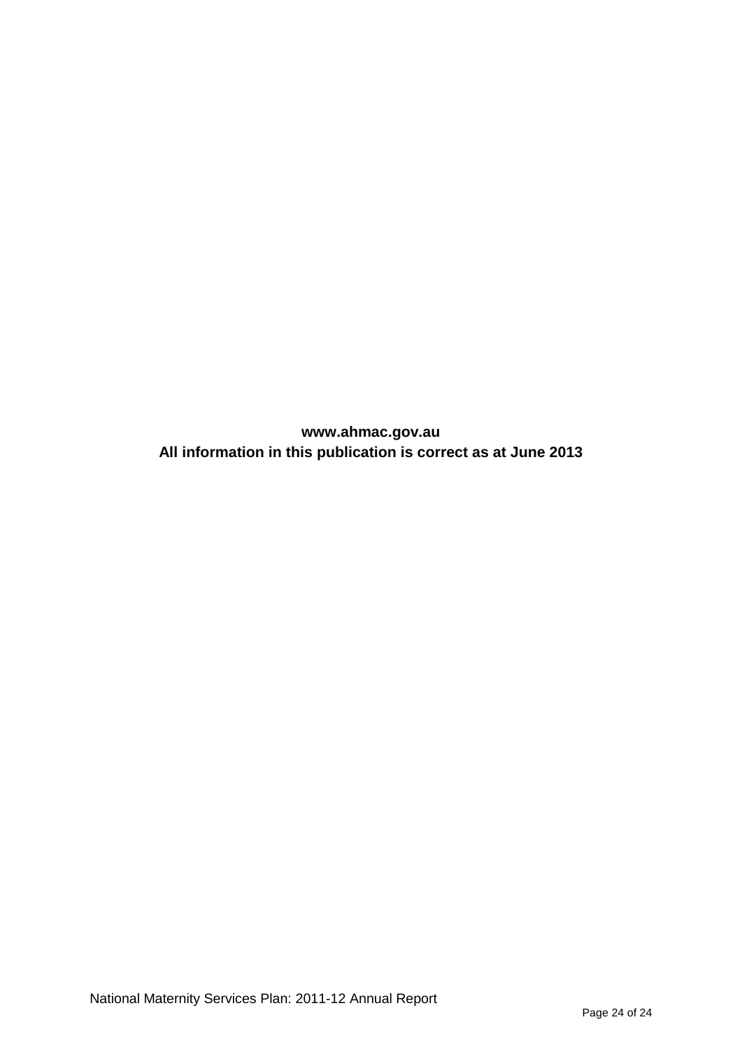**www.ahmac.gov.au**

**All information in this publication is correct as at June 2013**